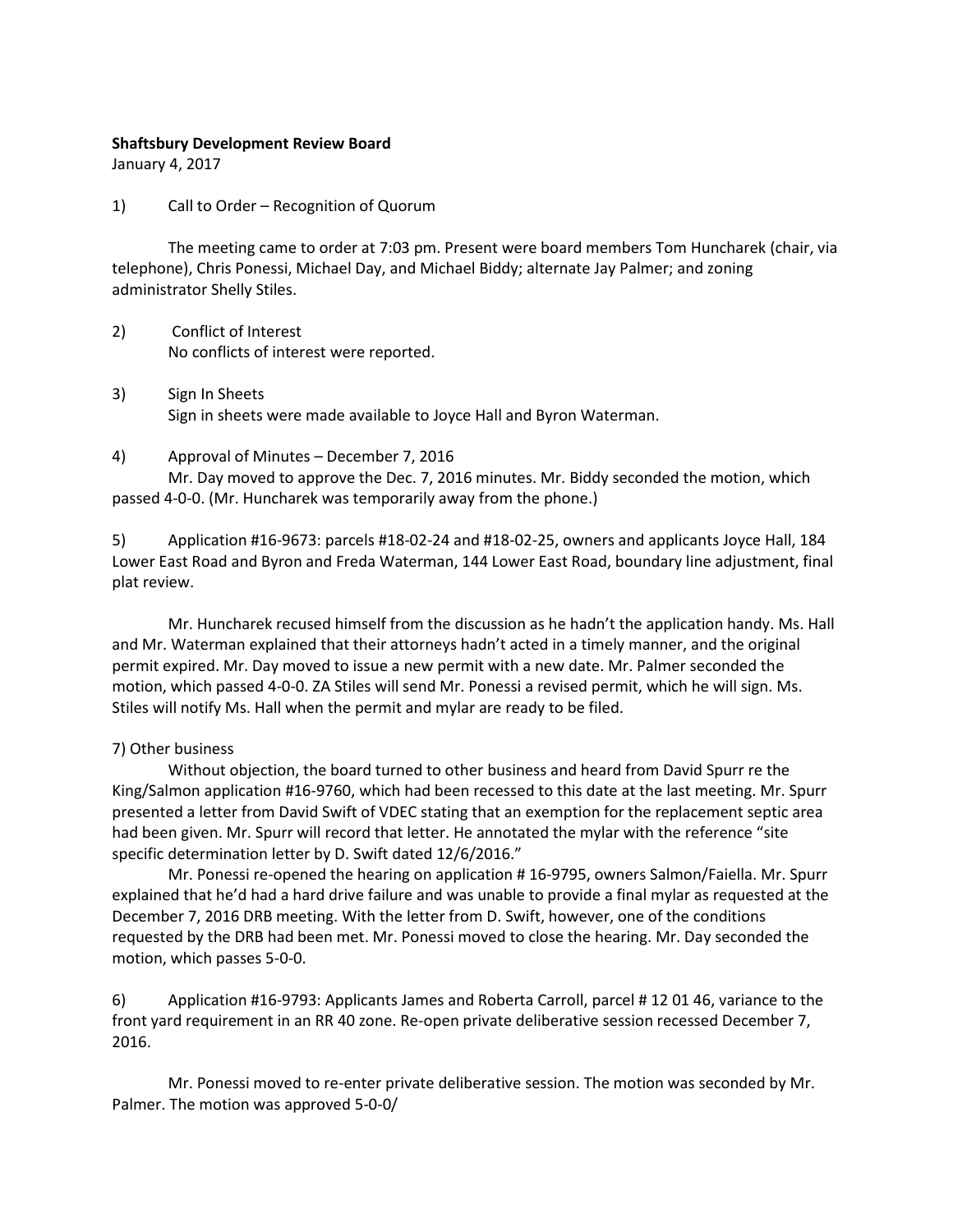**Shaftsbury Development Review Board**

January 4, 2017

1) Call to Order – Recognition of Quorum

The meeting came to order at 7:03 pm. Present were board members Tom Huncharek (chair, via telephone), Chris Ponessi, Michael Day, and Michael Biddy; alternate Jay Palmer; and zoning administrator Shelly Stiles.

2) Conflict of Interest

No conflicts of interest were reported.

3) Sign In Sheets

Sign in sheets were made available to Joyce Hall and Byron Waterman.

4) Approval of Minutes – December 7, 2016

Mr. Day moved to approve the Dec. 7, 2016 minutes. Mr. Biddy seconded the motion, which passed 4-0-0. (Mr. Huncharek was temporarily away from the phone.)

5) Application #16-9673: parcels #18-02-24 and #18-02-25, owners and applicants Joyce Hall, 184 Lower East Road and Byron and Freda Waterman, 144 Lower East Road, boundary line adjustment, final plat review.

Mr. Huncharek recused himself from the discussion as he hadn't the application handy. Ms. Hall and Mr. Waterman explained that their attorneys hadn't acted in a timely manner, and the original permit expired. Mr. Day moved to issue a new permit with a new date. Mr. Palmer seconded the motion, which passed 4-0-0. ZA Stiles will send Mr. Ponessi a revised permit, which he will sign. Ms. Stiles will notify Ms. Hall when the permit and mylar are ready to be filed.

7) Other business

Without objection, the board turned to other business and heard from David Spurr re the King/Salmon application #16-9760, which had been recessed to this date at the last meeting. Mr. Spurr presented a letter from David Swift of VDEC stating that an exemption for the replacement septic area had been given. Mr. Spurr will record that letter. He annotated the mylar with the reference "site specific determination letter by D. Swift dated 12/6/2016."

Mr. Ponessi re-opened the hearing on application # 16-9795, owners Salmon/Faiella. Mr. Spurr explained that he'd had a hard drive failure and was unable to provide a final mylar as requested at the December 7, 2016 DRB meeting. With the letter from D. Swift, however, one of the conditions requested by the DRB had been met. Mr. Ponessi moved to close the hearing. Mr. Day seconded the motion, which passes 5-0-0.

6) Application #16-9793: Applicants James and Roberta Carroll, parcel # 12 01 46, variance to the front yard requirement in an RR 40 zone. Re-open private deliberative session recessed December 7, 2016.

Mr. Ponessi moved to re-enter private deliberative session. The motion was seconded by Mr. Palmer. The motion was approved 5-0-0/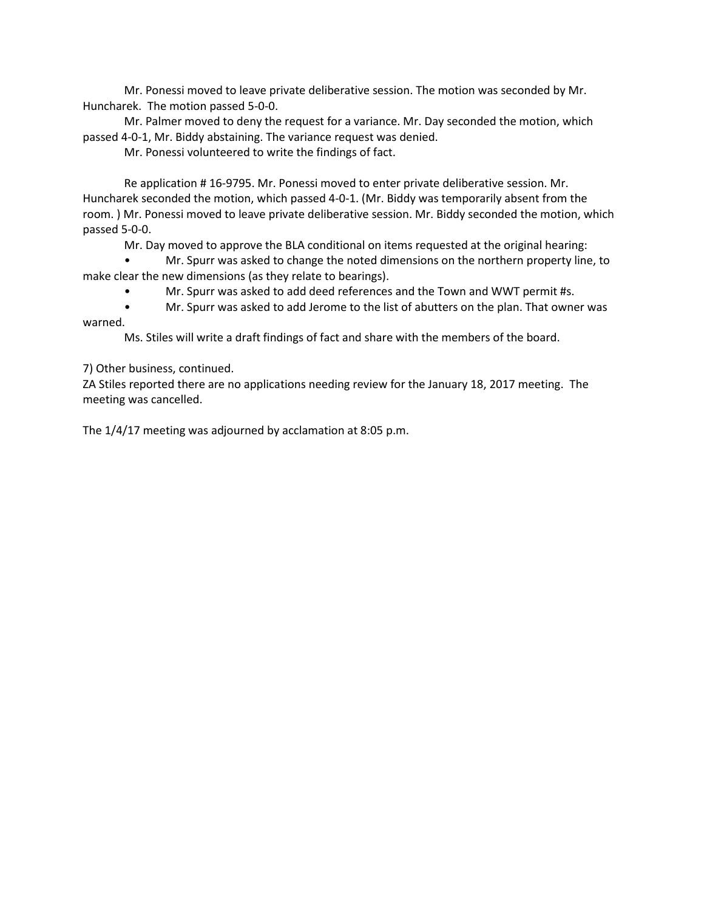Mr. Ponessi moved to leave private deliberative session. The motion was seconded by Mr. Huncharek. The motion passed 5-0-0.

Mr. Palmer moved to deny the request for a variance. Mr. Day seconded the motion, which passed 4-0-1, Mr. Biddy abstaining. The variance request was denied.

Mr. Ponessi volunteered to write the findings of fact.

Re application # 16-9795. Mr. Ponessi moved to enter private deliberative session. Mr. Huncharek seconded the motion, which passed 4-0-1. (Mr. Biddy was temporarily absent from the room. ) Mr. Ponessi moved to leave private deliberative session. Mr. Biddy seconded the motion, which passed 5-0-0.

Mr. Day moved to approve the BLA conditional on items requested at the original hearing:

- Mr. Spurr was asked to change the noted dimensions on the northern property line, to make clear the new dimensions (as they relate to bearings).
- Mr. Spurr was asked to add deed references and the Town and WWT permit #s.
- Mr. Spurr was asked to add Jerome to the list of abutters on the plan. That owner was warned.

Ms. Stiles will write a draft findings of fact and share with the members of the board.

7) Other business, continued.

ZA Stiles reported there are no applications needing review for the January 18, 2017 meeting. The meeting was cancelled.

The 1/4/17 meeting was adjourned by acclamation at 8:05 p.m.